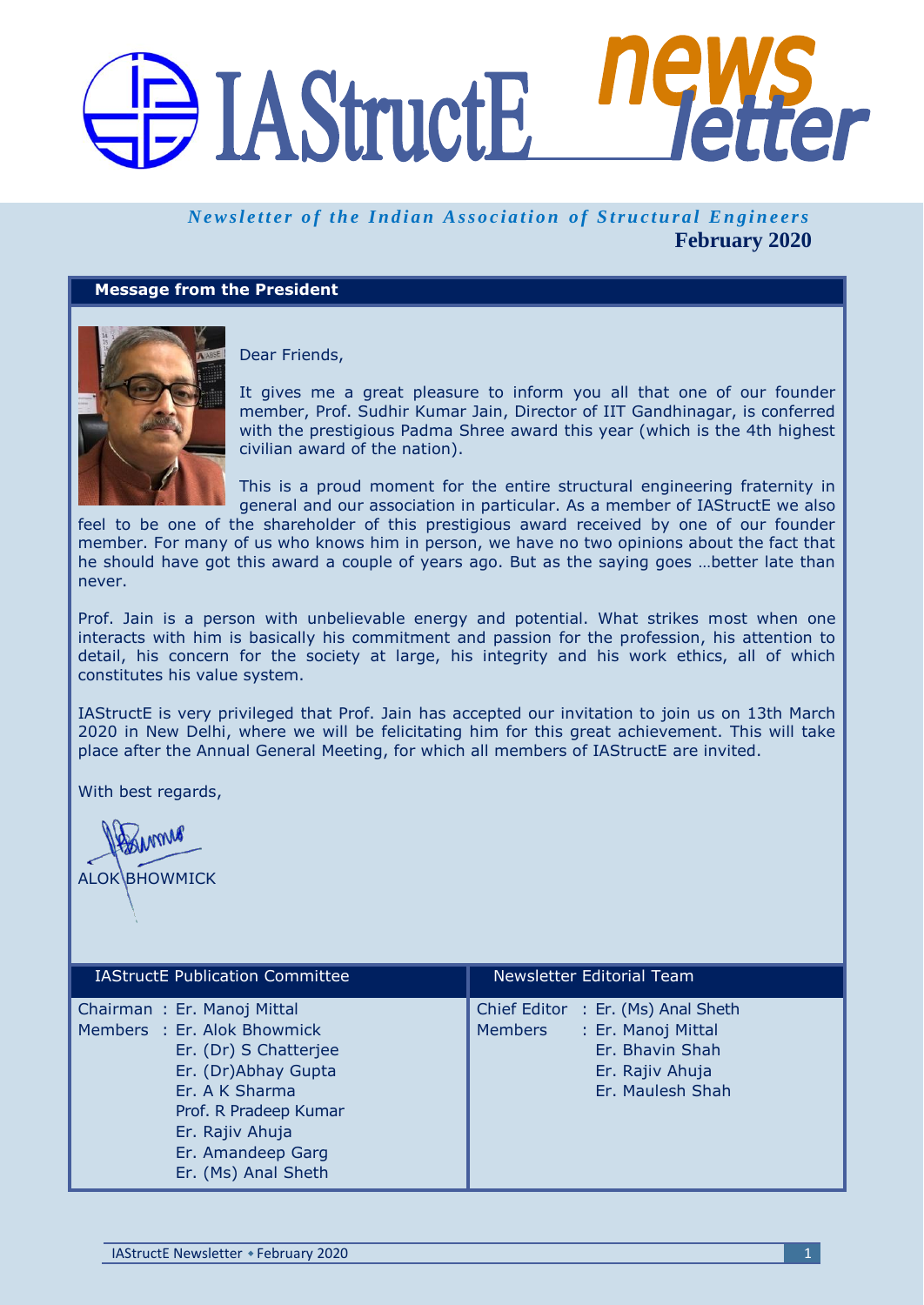# IAStructE news letter

*Newsletter of the Indian Association of Structural Engineers*

**February 2020**

## Message from the President

Dear Friends,

It gives me a great pleasure to inform you all that one of our founder member, Prof. Sudhir Kumar Jain, Director of IIT Gandhinagar, is conferred with the prestigious Padma Shree award this year (which is the 4th highest civilian award of the nation).

This is a proud moment for the entire structural engineering fraternity in general and our association in particular. As a member of IAStructE we also feel to be one of the shareholder of this prestigious award received by one of our founder member. For many of us who knows him in person, we have no two opinions about the fact that he should have got this award a couple of years ago. But as the saying goes …better late than never.

Prof. Jain is a person with unbelievable energy and potential. What strikes most when one interacts with him is basically his commitment and passion for the profession, his attention to detail, his concern for the society at large, his integrity and his work ethics, all of which constitutes his value system.

IAStructE is very privileged that Prof. Jain has accepted our invitation to join us on 13th March 2020 in New Delhi, where we will be felicitating him for this great achievement. This will take place after the Annual General Meeting, for which all members of IAStructE are invited.

With best regards,

ALOK BHOWMICK

### IAStructE Publication Committee

Chairman : Er. Manoj Mittal
Members : Er. Alok Bhowmick
Er. (Dr) S Chatterjee
Er. (Dr)Abhay Gupta
Er. A K Sharma
Prof. R Pradeep Kumar
Er. Rajiv Ahuja
Er. Amandeep Garg
Er. (Ms) Anal Sheth

### Newsletter Editorial Team

Chief Editor : Er. (Ms) Anal Sheth
Members : Er. Manoj Mittal
Er. Bhavin Shah
Er. Rajiv Ahuja
Er. Maulesh Shah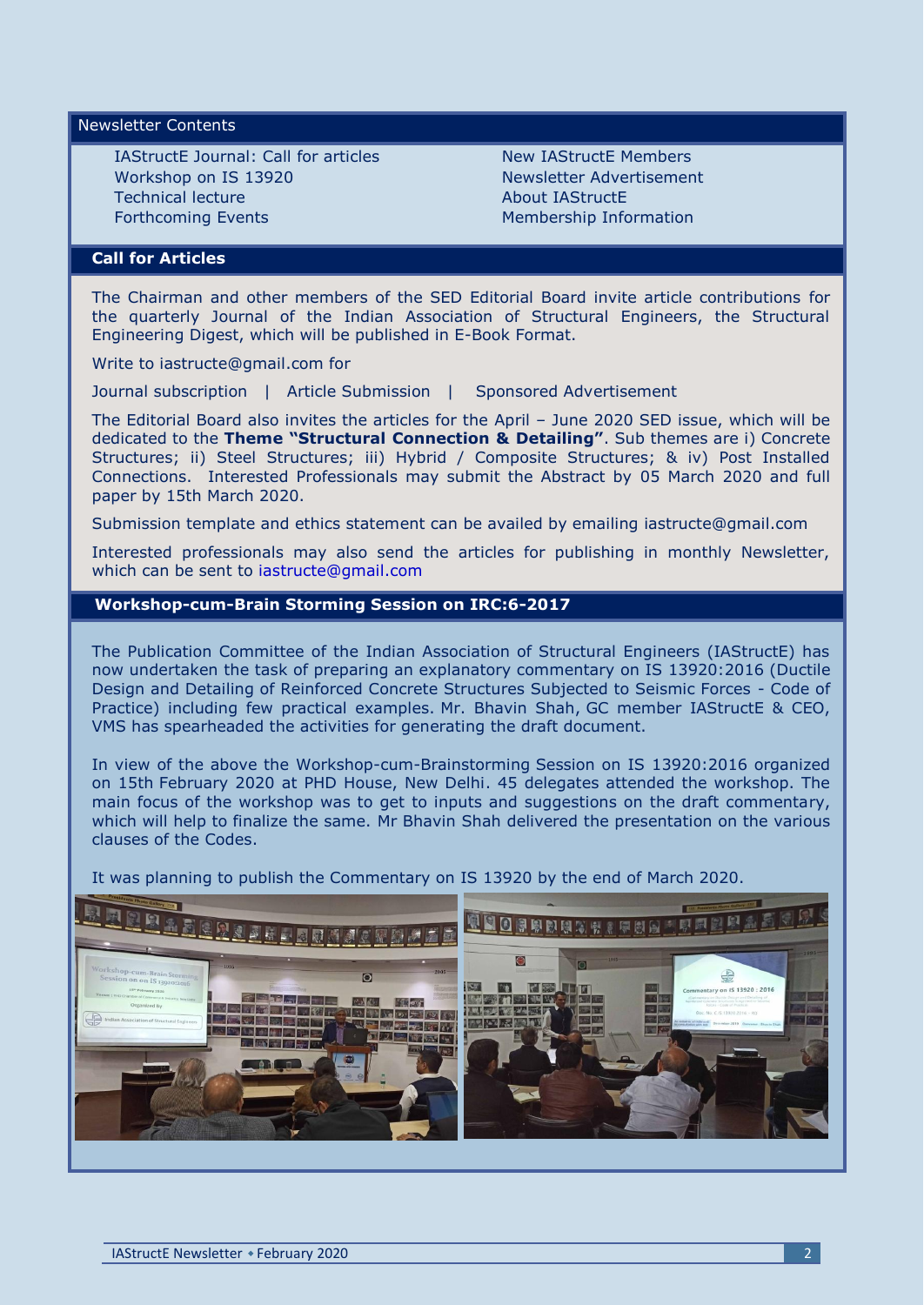## Newsletter Contents

- IAStructE Journal: Call for articles
- Workshop on IS 13920
- Technical lecture
- Forthcoming Events
- New IAStructE Members
- Newsletter Advertisement
- About IAStructE
- Membership Information

## Call for Articles

The Chairman and other members of the SED Editorial Board invite article contributions for the quarterly Journal of the Indian Association of Structural Engineers, the Structural Engineering Digest, which will be published in E-Book Format.

Write to iastructe@gmail.com for

Journal subscription | Article Submission | Sponsored Advertisement

The Editorial Board also invites the articles for the April – June 2020 SED issue, which will be dedicated to the **Theme "Structural Connection & Detailing"**. Sub themes are i) Concrete Structures; ii) Steel Structures; iii) Hybrid / Composite Structures; & iv) Post Installed Connections. Interested Professionals may submit the Abstract by 05 March 2020 and full paper by 15th March 2020.

Submission template and ethics statement can be availed by emailing iastructe@gmail.com

Interested professionals may also send the articles for publishing in monthly Newsletter, which can be sent to iastructe@gmail.com

## Workshop-cum-Brain Storming Session on IRC:6-2017

The Publication Committee of the Indian Association of Structural Engineers (IAStructE) has now undertaken the task of preparing an explanatory commentary on IS 13920:2016 (Ductile Design and Detailing of Reinforced Concrete Structures Subjected to Seismic Forces - Code of Practice) including few practical examples. Mr. Bhavin Shah, GC member IAStructE & CEO, VMS has spearheaded the activities for generating the draft document.

In view of the above the Workshop-cum-Brainstorming Session on IS 13920:2016 organized on 15th February 2020 at PHD House, New Delhi. 45 delegates attended the workshop. The main focus of the workshop was to get to inputs and suggestions on the draft commentary, which will help to finalize the same. Mr Bhavin Shah delivered the presentation on the various clauses of the Codes.

It was planning to publish the Commentary on IS 13920 by the end of March 2020.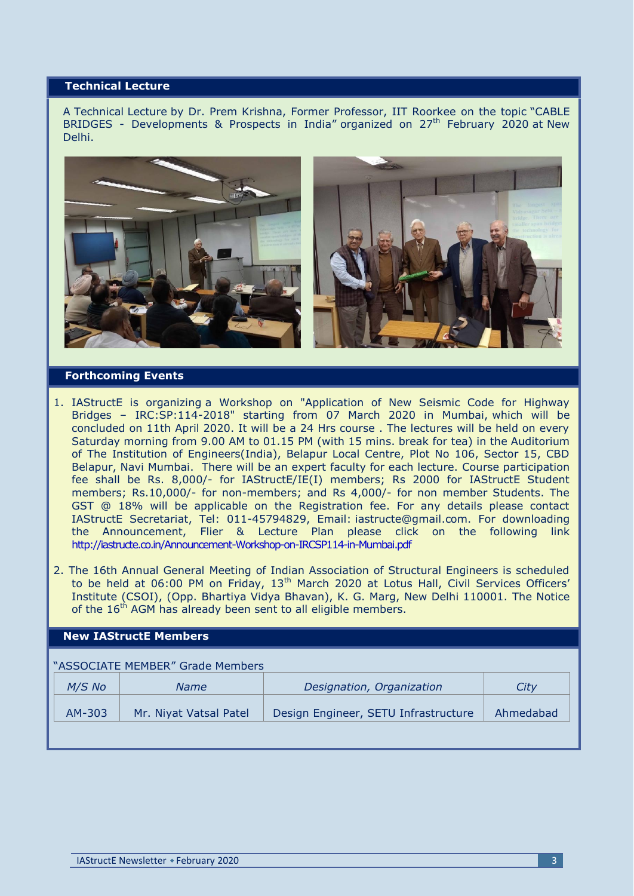## Technical Lecture

A Technical Lecture by Dr. Prem Krishna, Former Professor, IIT Roorkee on the topic "CABLE BRIDGES - Developments & Prospects in India" organized on 27th February 2020 at New Delhi.

## Forthcoming Events

1. IAStructE is organizing a Workshop on "Application of New Seismic Code for Highway Bridges – IRC:SP:114-2018" starting from 07 March 2020 in Mumbai, which will be concluded on 11th April 2020. It will be a 24 Hrs course . The lectures will be held on every Saturday morning from 9.00 AM to 01.15 PM (with 15 mins. break for tea) in the Auditorium of The Institution of Engineers(India), Belapur Local Centre, Plot No 106, Sector 15, CBD Belapur, Navi Mumbai. There will be an expert faculty for each lecture. Course participation fee shall be Rs. 8,000/- for IAStructE/IE(I) members; Rs 2000 for IAStructE Student members; Rs.10,000/- for non-members; and Rs 4,000/- for non member Students. The GST @ 18% will be applicable on the Registration fee. For any details please contact IAStructE Secretariat, Tel: 011-45794829, Email: iastructe@gmail.com. For downloading the Announcement, Flier & Lecture Plan please click on the following link http://iastructe.co.in/Announcement-Workshop-on-IRCSP114-in-Mumbai.pdf

2. The 16th Annual General Meeting of Indian Association of Structural Engineers is scheduled to be held at 06:00 PM on Friday, 13th March 2020 at Lotus Hall, Civil Services Officers' Institute (CSOI), (Opp. Bhartiya Vidya Bhavan), K. G. Marg, New Delhi 110001. The Notice of the 16th AGM has already been sent to all eligible members.

## New IAStructE Members

"ASSOCIATE MEMBER" Grade Members

| *M/S No* | *Name* | *Designation, Organization* | *City* |
|---|---|---|---|
| AM-303 | Mr. Niyat Vatsal Patel | Design Engineer, SETU Infrastructure | Ahmedabad |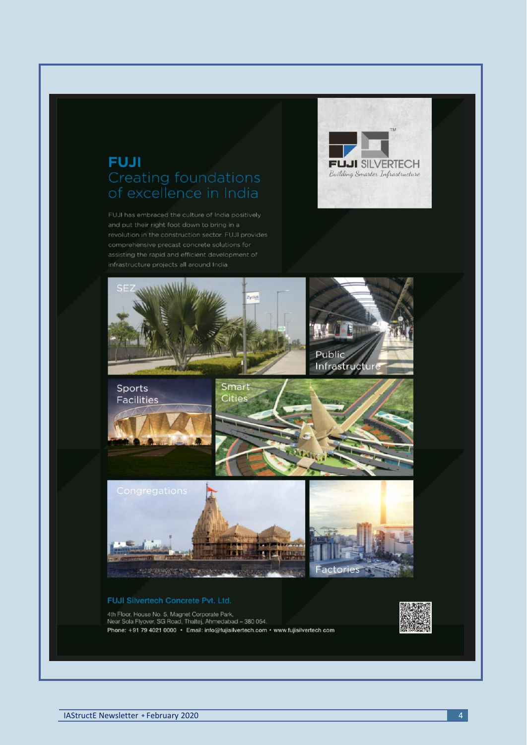# FUJI

## Creating foundations of excellence in India

**FUJI SILVERTECH**™
*Building Smarter Infrastructure*

FUJI has embraced the culture of India positively and put their right foot down to bring in a revolution in the construction sector. FUJI provides comprehensive precast concrete solutions for assisting the rapid and efficient development of infrastructure projects all around India.

SEZ

Public Infrastructure

Sports Facilities

Smart Cities

Congregations

Factories

**FUJI Silvertech Concrete Pvt. Ltd.**

4th Floor, House No. 5, Magnet Corporate Park,
Near Sola Flyover, SG Road, Thaltej, Ahmedabad – 380 054.
Phone: +91 79 4021 0000 • Email: info@fujisilvertech.com • www.fujisilvertech.com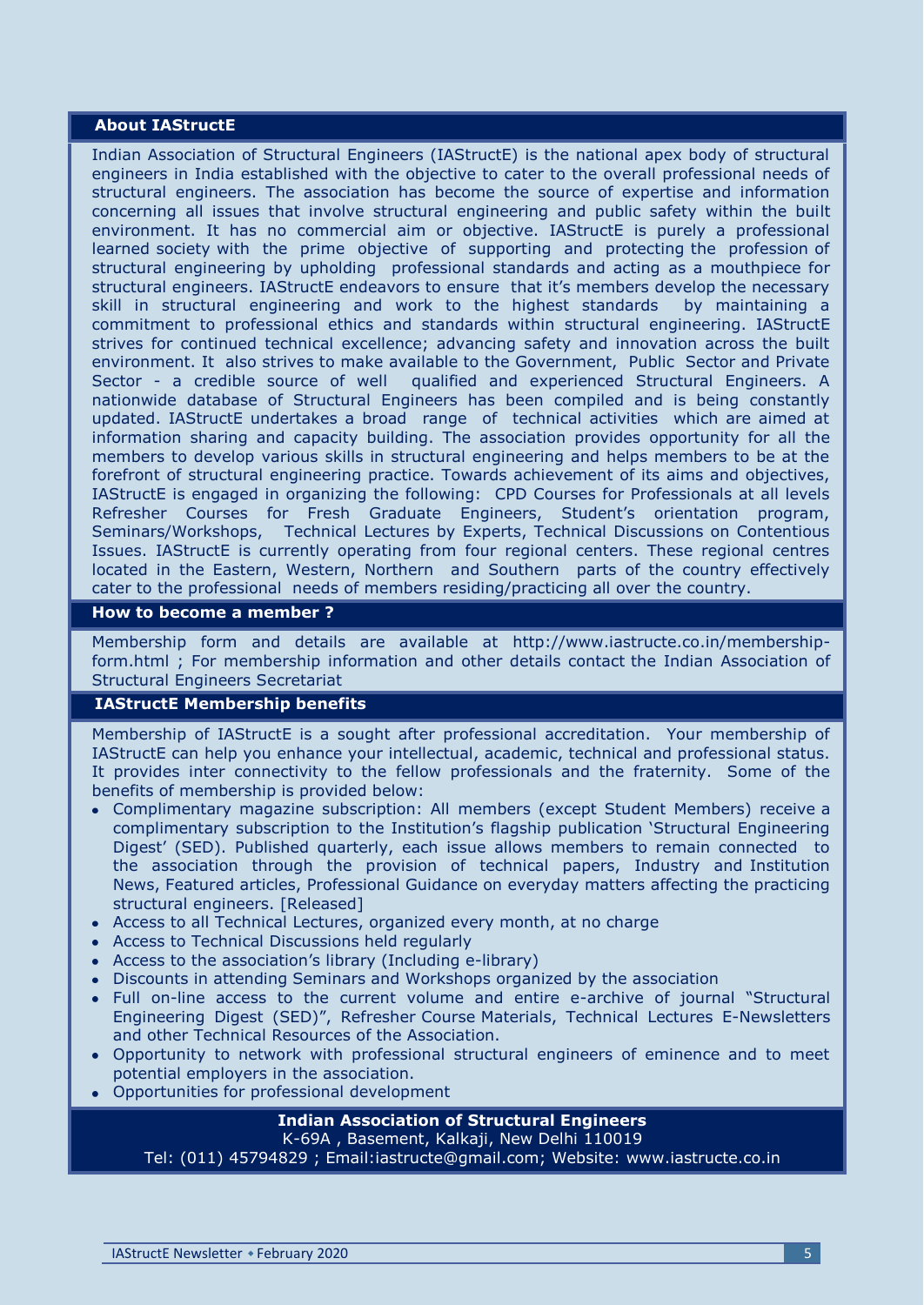## About IAStructE

Indian Association of Structural Engineers (IAStructE) is the national apex body of structural engineers in India established with the objective to cater to the overall professional needs of structural engineers. The association has become the source of expertise and information concerning all issues that involve structural engineering and public safety within the built environment. It has no commercial aim or objective. IAStructE is purely a professional learned society with the prime objective of supporting and protecting the profession of structural engineering by upholding professional standards and acting as a mouthpiece for structural engineers. IAStructE endeavors to ensure that it's members develop the necessary skill in structural engineering and work to the highest standards by maintaining a commitment to professional ethics and standards within structural engineering. IAStructE strives for continued technical excellence; advancing safety and innovation across the built environment. It also strives to make available to the Government, Public Sector and Private Sector - a credible source of well qualified and experienced Structural Engineers. A nationwide database of Structural Engineers has been compiled and is being constantly updated. IAStructE undertakes a broad range of technical activities which are aimed at information sharing and capacity building. The association provides opportunity for all the members to develop various skills in structural engineering and helps members to be at the forefront of structural engineering practice. Towards achievement of its aims and objectives, IAStructE is engaged in organizing the following: CPD Courses for Professionals at all levels Refresher Courses for Fresh Graduate Engineers, Student's orientation program, Seminars/Workshops, Technical Lectures by Experts, Technical Discussions on Contentious Issues. IAStructE is currently operating from four regional centers. These regional centres located in the Eastern, Western, Northern and Southern parts of the country effectively cater to the professional needs of members residing/practicing all over the country.

## How to become a member ?

Membership form and details are available at http://www.iastructe.co.in/membership-form.html ; For membership information and other details contact the Indian Association of Structural Engineers Secretariat

## IAStructE Membership benefits

Membership of IAStructE is a sought after professional accreditation. Your membership of IAStructE can help you enhance your intellectual, academic, technical and professional status. It provides inter connectivity to the fellow professionals and the fraternity. Some of the benefits of membership is provided below:

- Complimentary magazine subscription: All members (except Student Members) receive a complimentary subscription to the Institution's flagship publication 'Structural Engineering Digest' (SED). Published quarterly, each issue allows members to remain connected to the association through the provision of technical papers, Industry and Institution News, Featured articles, Professional Guidance on everyday matters affecting the practicing structural engineers. [Released]
- Access to all Technical Lectures, organized every month, at no charge
- Access to Technical Discussions held regularly
- Access to the association's library (Including e-library)
- Discounts in attending Seminars and Workshops organized by the association
- Full on-line access to the current volume and entire e-archive of journal "Structural Engineering Digest (SED)", Refresher Course Materials, Technical Lectures E-Newsletters and other Technical Resources of the Association.
- Opportunity to network with professional structural engineers of eminence and to meet potential employers in the association.
- Opportunities for professional development

**Indian Association of Structural Engineers**
K-69A , Basement, Kalkaji, New Delhi 110019
Tel: (011) 45794829 ; Email:iastructe@gmail.com; Website: www.iastructe.co.in